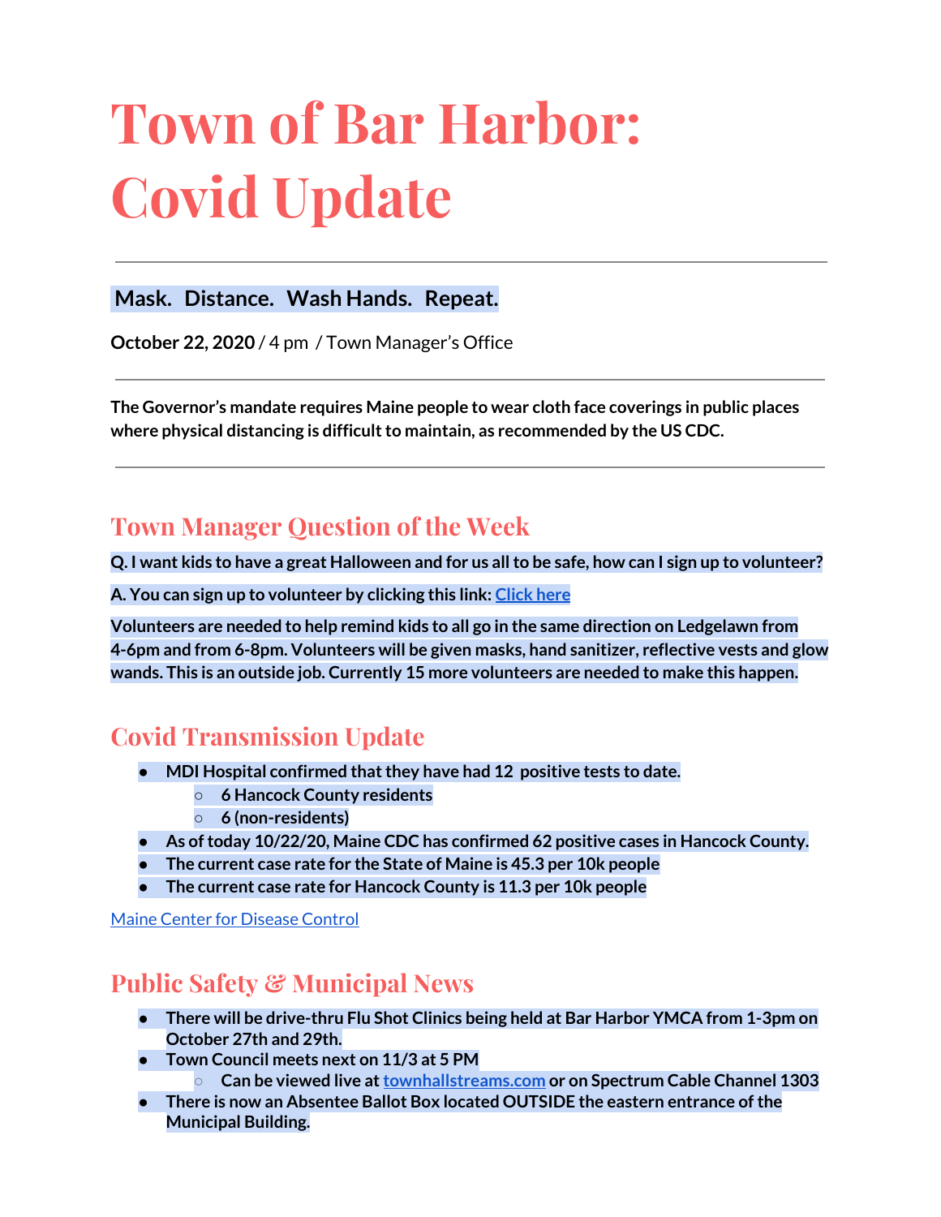# Town of Bar Harbor: Covid Update

---

**Mask. Distance. Wash Hands. Repeat.**

**October 22, 2020** / 4 pm / Town Manager's Office

---

**The Governor's mandate requires Maine people to wear cloth face coverings in public places where physical distancing is difficult to maintain, as recommended by the US CDC.**

---

## Town Manager Question of the Week

**Q. I want kids to have a great Halloween and for us all to be safe, how can I sign up to volunteer?**

**A. You can sign up to volunteer by clicking this link: Click here**

**Volunteers are needed to help remind kids to all go in the same direction on Ledgelawn from 4-6pm and from 6-8pm. Volunteers will be given masks, hand sanitizer, reflective vests and glow wands. This is an outside job. Currently 15 more volunteers are needed to make this happen.**

## Covid Transmission Update

- **MDI Hospital confirmed that they have had 12 positive tests to date.**
  - **6 Hancock County residents**
  - **6 (non-residents)**
- **As of today 10/22/20, Maine CDC has confirmed 62 positive cases in Hancock County.**
- **The current case rate for the State of Maine is 45.3 per 10k people**
- **The current case rate for Hancock County is 11.3 per 10k people**

Maine Center for Disease Control

## Public Safety & Municipal News

- **There will be drive-thru Flu Shot Clinics being held at Bar Harbor YMCA from 1-3pm on October 27th and 29th.**
- **Town Council meets next on 11/3 at 5 PM**
  - **Can be viewed live at townhallstreams.com or on Spectrum Cable Channel 1303**
- **There is now an Absentee Ballot Box located OUTSIDE the eastern entrance of the Municipal Building.**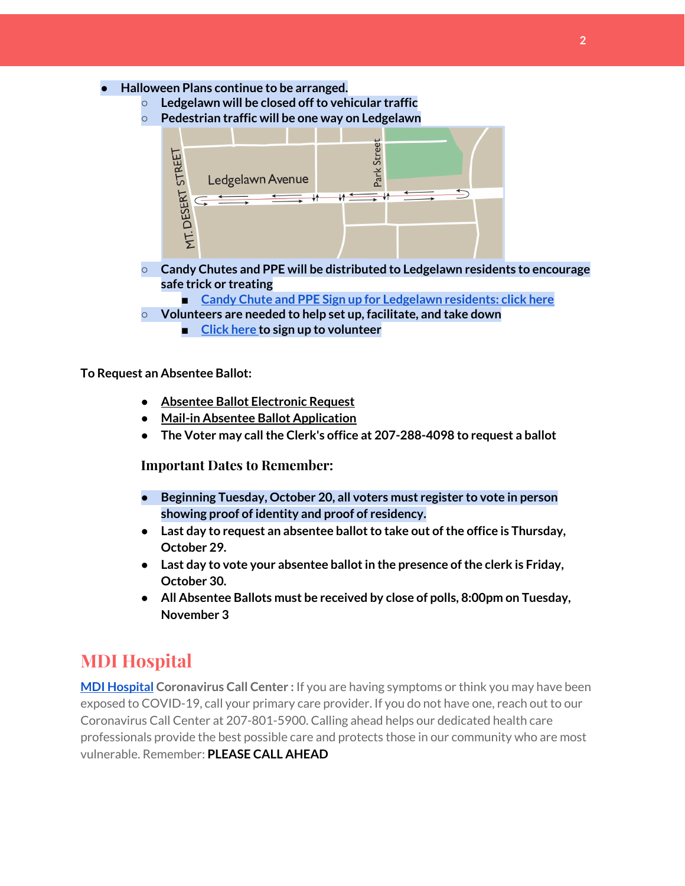- **Halloween Plans continue to be arranged.**
  - **Ledgelawn will be closed off to vehicular traffic**
  - **Pedestrian traffic will be one way on Ledgelawn**
  - **Candy Chutes and PPE will be distributed to Ledgelawn residents to encourage safe trick or treating**
    - **Candy Chute and PPE Sign up for Ledgelawn residents: click here**
  - **Volunteers are needed to help set up, facilitate, and take down**
    - **Click here to sign up to volunteer**

**To Request an Absentee Ballot:**

- **Absentee Ballot Electronic Request**
- **Mail-in Absentee Ballot Application**
- **The Voter may call the Clerk's office at 207-288-4098 to request a ballot**

**Important Dates to Remember:**

- **Beginning Tuesday, October 20, all voters must register to vote in person showing proof of identity and proof of residency.**
- **Last day to request an absentee ballot to take out of the office is Thursday, October 29.**
- **Last day to vote your absentee ballot in the presence of the clerk is Friday, October 30.**
- **All Absentee Ballots must be received by close of polls, 8:00pm on Tuesday, November 3**

# MDI Hospital

**MDI Hospital Coronavirus Call Center :** If you are having symptoms or think you may have been exposed to COVID-19, call your primary care provider. If you do not have one, reach out to our Coronavirus Call Center at 207-801-5900. Calling ahead helps our dedicated health care professionals provide the best possible care and protects those in our community who are most vulnerable. Remember: **PLEASE CALL AHEAD**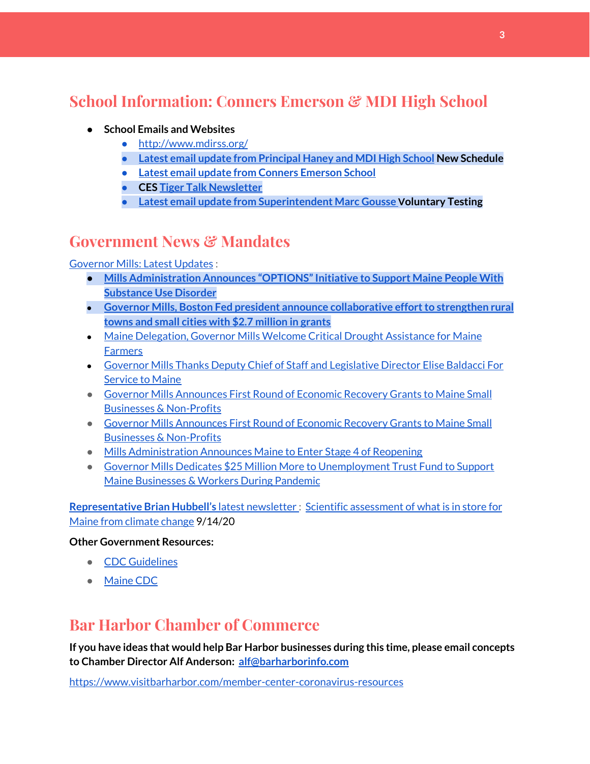## School Information: Conners Emerson & MDI High School

- **School Emails and Websites**
  - http://www.mdirss.org/
  - **Latest email update from Principal Haney and MDI High School New Schedule**
  - **Latest email update from Conners Emerson School**
  - **CES Tiger Talk Newsletter**
  - **Latest email update from Superintendent Marc Gousse Voluntary Testing**

## Government News & Mandates

Governor Mills: Latest Updates :

- **Mills Administration Announces "OPTIONS" Initiative to Support Maine People With Substance Use Disorder**
- **Governor Mills, Boston Fed president announce collaborative effort to strengthen rural towns and small cities with $2.7 million in grants**
- Maine Delegation, Governor Mills Welcome Critical Drought Assistance for Maine Farmers
- Governor Mills Thanks Deputy Chief of Staff and Legislative Director Elise Baldacci For Service to Maine
- Governor Mills Announces First Round of Economic Recovery Grants to Maine Small Businesses & Non-Profits
- Governor Mills Announces First Round of Economic Recovery Grants to Maine Small Businesses & Non-Profits
- Mills Administration Announces Maine to Enter Stage 4 of Reopening
- Governor Mills Dedicates $25 Million More to Unemployment Trust Fund to Support Maine Businesses & Workers During Pandemic

**Representative Brian Hubbell's** latest newsletter : Scientific assessment of what is in store for Maine from climate change 9/14/20

**Other Government Resources:**

- CDC Guidelines
- Maine CDC

## Bar Harbor Chamber of Commerce

**If you have ideas that would help Bar Harbor businesses during this time, please email concepts to Chamber Director Alf Anderson: alf@barharborinfo.com**

https://www.visitbarharbor.com/member-center-coronavirus-resources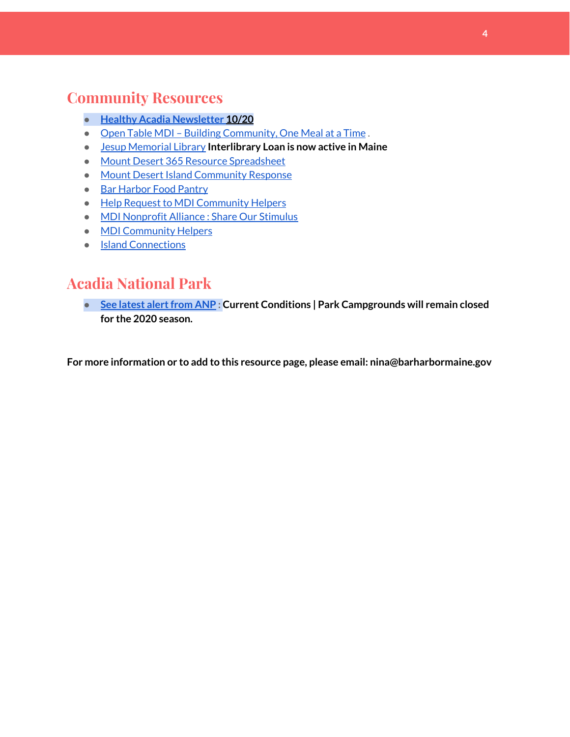## Community Resources

- **Healthy Acadia Newsletter 10/20**
- Open Table MDI – Building Community, One Meal at a Time .
- Jesup Memorial Library **Interlibrary Loan is now active in Maine**
- Mount Desert 365 Resource Spreadsheet
- Mount Desert Island Community Response
- Bar Harbor Food Pantry
- Help Request to MDI Community Helpers
- MDI Nonprofit Alliance : Share Our Stimulus
- MDI Community Helpers
- Island Connections

## Acadia National Park

- **See latest alert from ANP : Current Conditions | Park Campgrounds will remain closed for the 2020 season.**

**For more information or to add to this resource page, please email: nina@barharbormaine.gov**